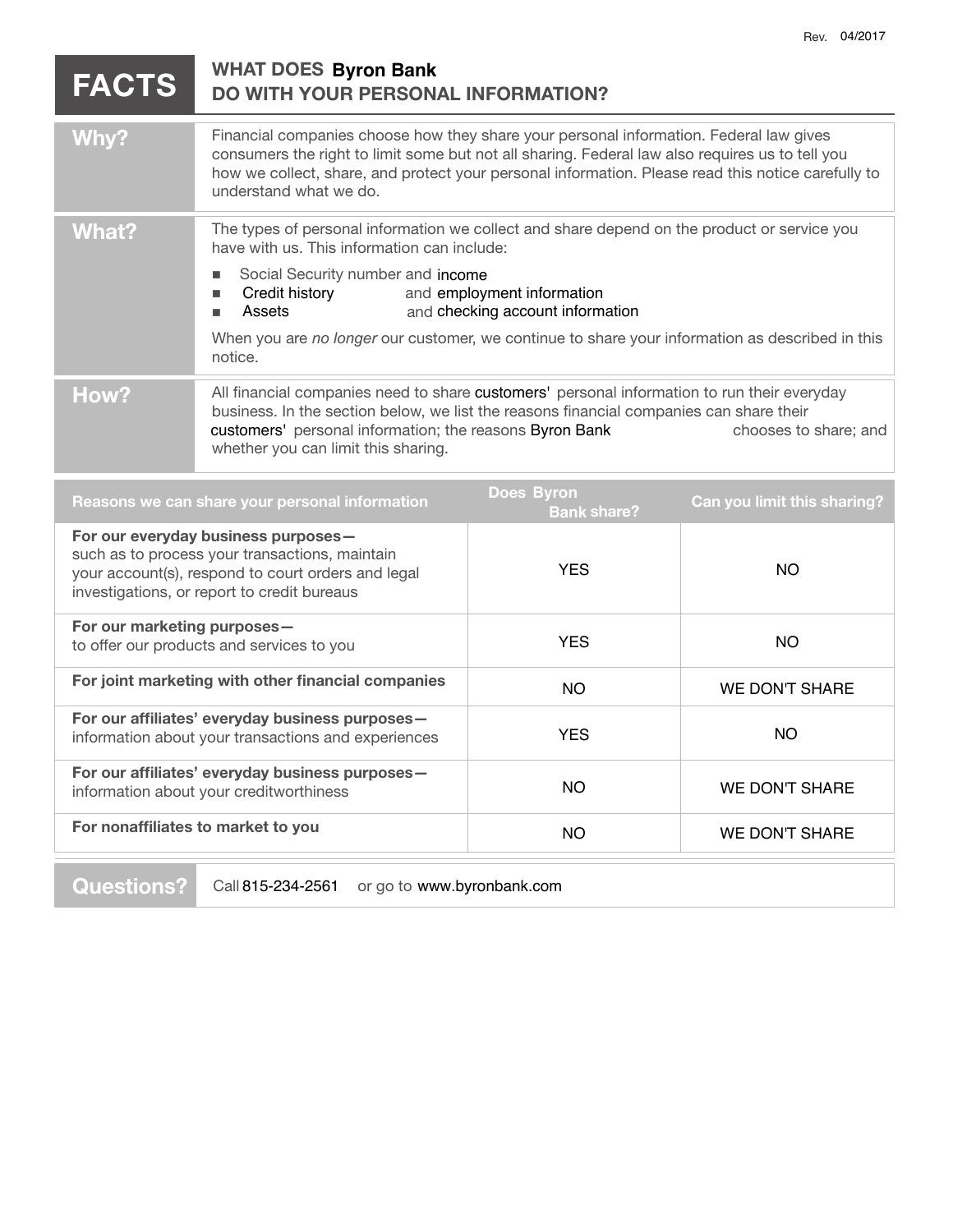Rev. 04/2017

# FACTS — WHAT DOES Byron Bank DO WITH YOUR PERSONAL INFORMATION?

| | |
|---|---|
| **Why?** | Financial companies choose how they share your personal information. Federal law gives consumers the right to limit some but not all sharing. Federal law also requires us to tell you how we collect, share, and protect your personal information. Please read this notice carefully to understand what we do. |
| **What?** | The types of personal information we collect and share depend on the product or service you have with us. This information can include:<br>▪ Social Security number and income<br>▪ Credit history and employment information<br>▪ Assets and checking account information<br><br>When you are *no longer* our customer, we continue to share your information as described in this notice. |
| **How?** | All financial companies need to share customers' personal information to run their everyday business. In the section below, we list the reasons financial companies can share their customers' personal information; the reasons Byron Bank chooses to share; and whether you can limit this sharing. |

| Reasons we can share your personal information | Does Byron Bank share? | Can you limit this sharing? |
|---|---|---|
| **For our everyday business purposes—** such as to process your transactions, maintain your account(s), respond to court orders and legal investigations, or report to credit bureaus | YES | NO |
| **For our marketing purposes—** to offer our products and services to you | YES | NO |
| **For joint marketing with other financial companies** | NO | WE DON'T SHARE |
| **For our affiliates' everyday business purposes—** information about your transactions and experiences | YES | NO |
| **For our affiliates' everyday business purposes—** information about your creditworthiness | NO | WE DON'T SHARE |
| **For nonaffiliates to market to you** | NO | WE DON'T SHARE |

| | |
|---|---|
| **Questions?** | Call 815-234-2561 or go to www.byronbank.com |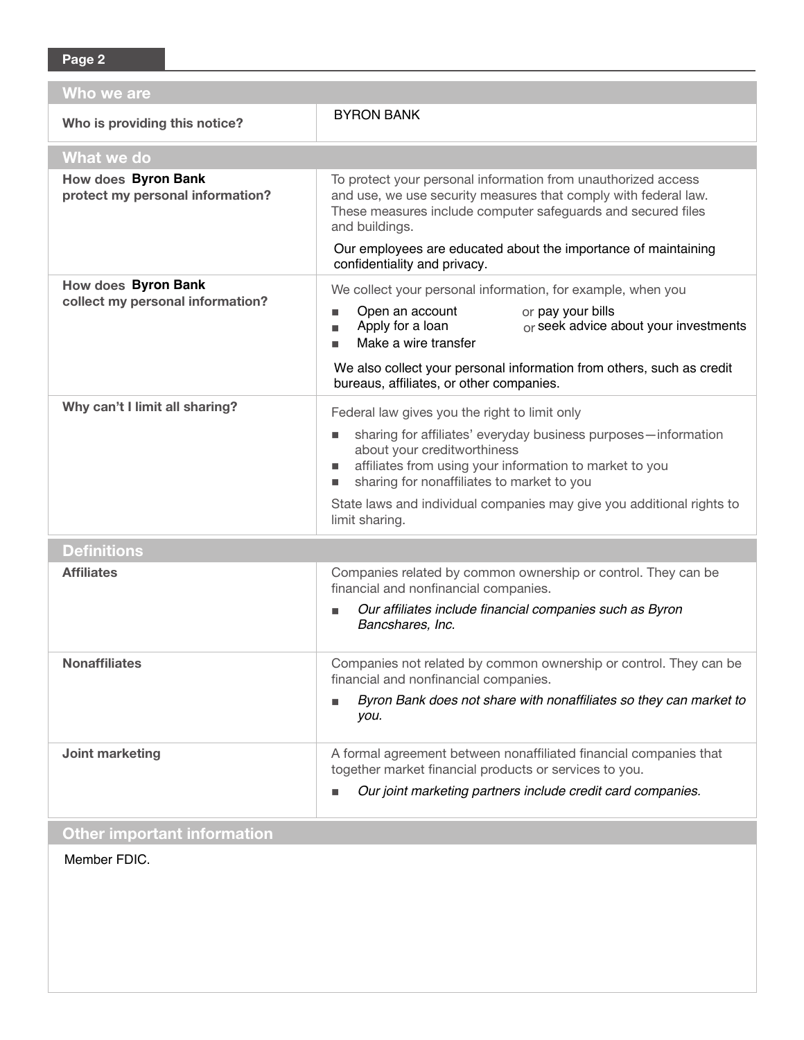| Who we are | |
|---|---|
| **Who is providing this notice?** | BYRON BANK |

| What we do | |
|---|---|
| **How does Byron Bank protect my personal information?** | To protect your personal information from unauthorized access and use, we use security measures that comply with federal law. These measures include computer safeguards and secured files and buildings.<br><br>Our employees are educated about the importance of maintaining confidentiality and privacy. |
| **How does Byron Bank collect my personal information?** | We collect your personal information, for example, when you<br>■ Open an account or pay your bills<br>■ Apply for a loan or seek advice about your investments<br>■ Make a wire transfer<br><br>We also collect your personal information from others, such as credit bureaus, affiliates, or other companies. |
| **Why can't I limit all sharing?** | Federal law gives you the right to limit only<br>■ sharing for affiliates' everyday business purposes—information about your creditworthiness<br>■ affiliates from using your information to market to you<br>■ sharing for nonaffiliates to market to you<br><br>State laws and individual companies may give you additional rights to limit sharing. |

| Definitions | |
|---|---|
| **Affiliates** | Companies related by common ownership or control. They can be financial and nonfinancial companies.<br>■ *Our affiliates include financial companies such as Byron Bancshares, Inc.* |
| **Nonaffiliates** | Companies not related by common ownership or control. They can be financial and nonfinancial companies.<br>■ *Byron Bank does not share with nonaffiliates so they can market to you.* |
| **Joint marketing** | A formal agreement between nonaffiliated financial companies that together market financial products or services to you.<br>■ *Our joint marketing partners include credit card companies.* |

## Other important information

Member FDIC.